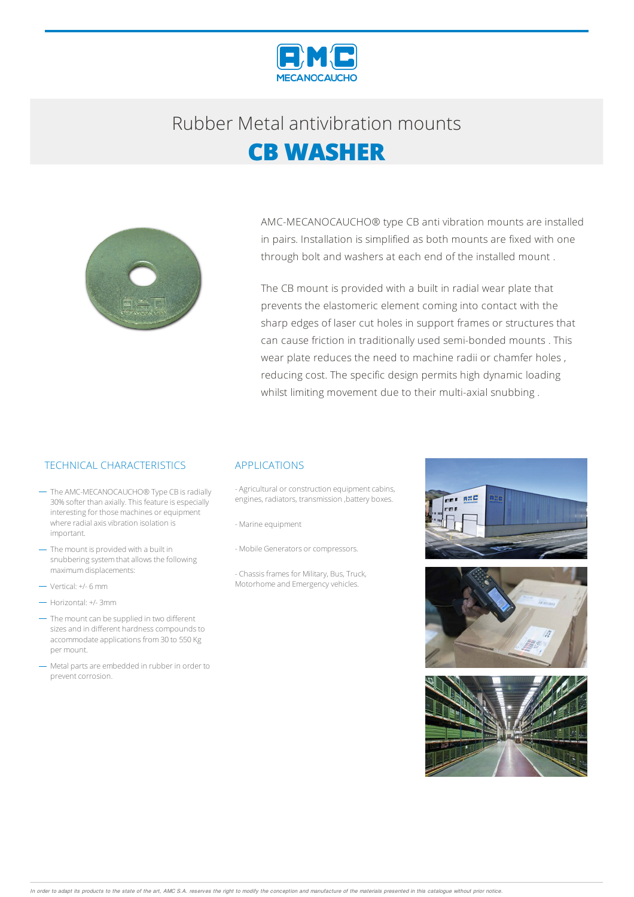# Rubber Metal antivibration mounts

## CB WASHER

AMC-MECANOCAUCHO® type CB anti vibration mounts are installed in pairs. Installation is simplified as both mounts are fixed with one through bolt and washers at each end of the installed mount .

The CB mount is provided with a built in radial wear plate that prevents the elastomeric element coming into contact with the sharp edges of laser cut holes in support frames or structures that can cause friction in traditionally used semi-bonded mounts . This wear plate reduces the need to machine radii or chamfer holes , reducing cost. The specific design permits high dynamic loading whilst limiting movement due to their multi-axial snubbing .

### TECHNICAL CHARACTERISTICS

- The AMC-MECANOCAUCHO® Type CB is radially 30% softer than axially. This feature is especially interesting for those machines or equipment where radial axis vibration isolation is important.
- The mount is provided with a built in snubbering system that allows the following maximum displacements:
- Vertical: +/- 6 mm
- Horizontal: +/- 3mm
- The mount can be supplied in two different sizes and in different hardness compounds to accommodate applications from 30 to 550 Kg per mount.
- Metal parts are embedded in rubber in order to prevent corrosion.

### APPLICATIONS

- Agricultural or construction equipment cabins, engines, radiators, transmission ,battery boxes.

- Marine equipment

- Mobile Generators or compressors.

- Chassis frames for Military, Bus, Truck, Motorhome and Emergency vehicles.

*In order to adapt its products to the state of the art, AMC S.A. reserves the right to modify the conception and manufacture of the materials presented in this catalogue without prior notice.*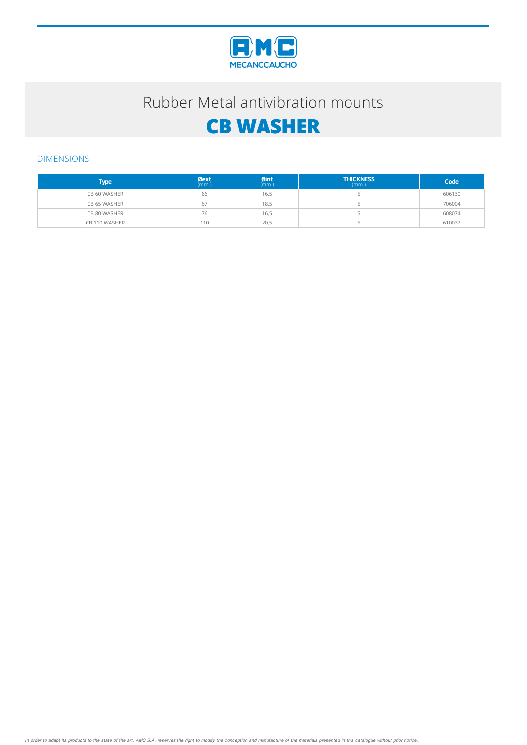AMC MECANOCAUCHO

# Rubber Metal antivibration mounts

# CB WASHER

## DIMENSIONS

| Type | Øext (mm.) | Øint (mm.) | THICKNESS (mm.) | Code |
|---|---|---|---|---|
| CB 60 WASHER | 66 | 16,5 | 5 | 606130 |
| CB 65 WASHER | 67 | 18,5 | 5 | 706004 |
| CB 80 WASHER | 76 | 16,5 | 5 | 608074 |
| CB 110 WASHER | 110 | 20,5 | 5 | 610032 |

*In order to adapt its products to the state of the art, AMC S.A. reserves the right to modify the conception and manufacture of the materials presented in this catalogue without prior notice.*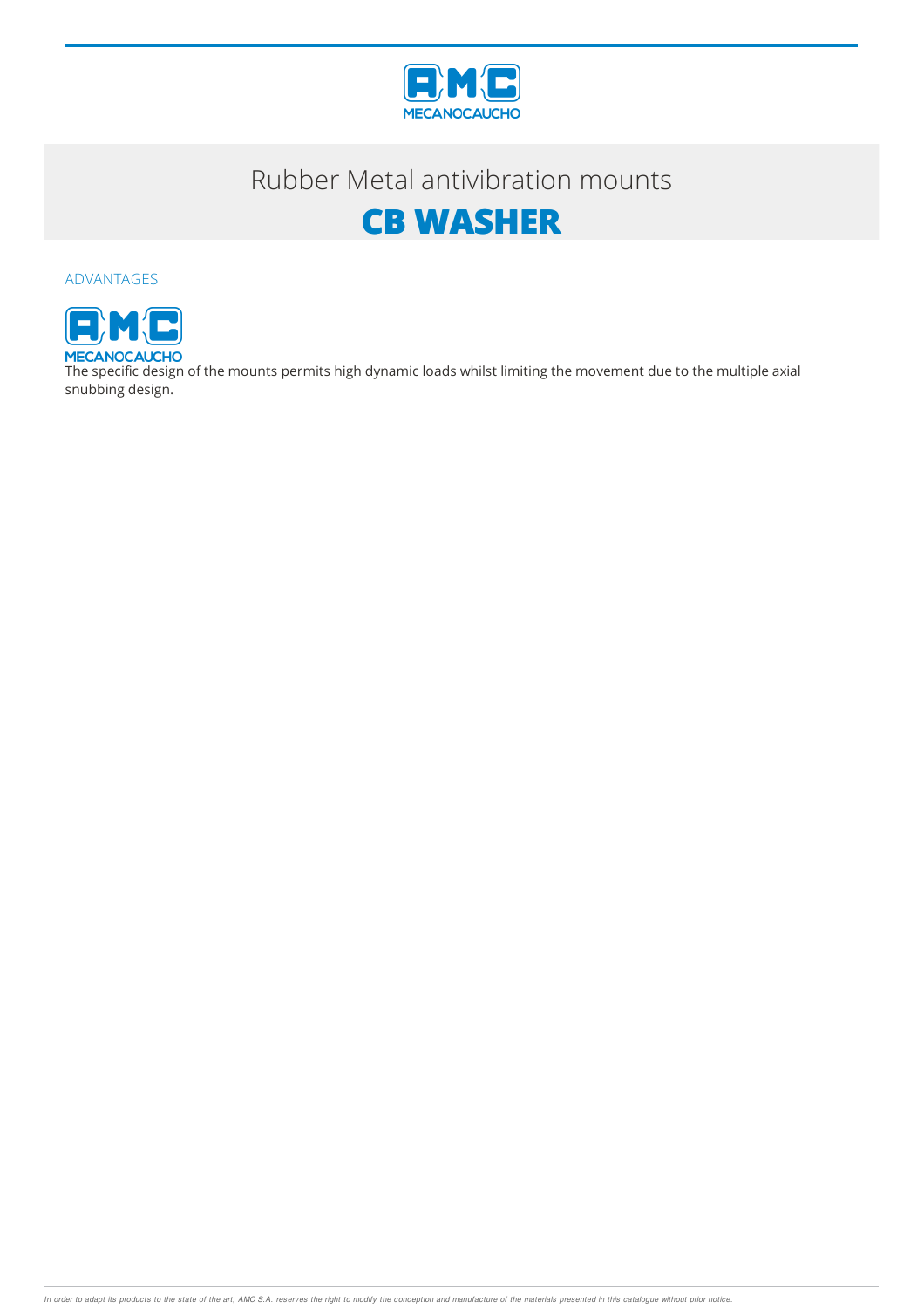Rubber Metal antivibration mounts

# CB WASHER

## ADVANTAGES

The specific design of the mounts permits high dynamic loads whilst limiting the movement due to the multiple axial snubbing design.